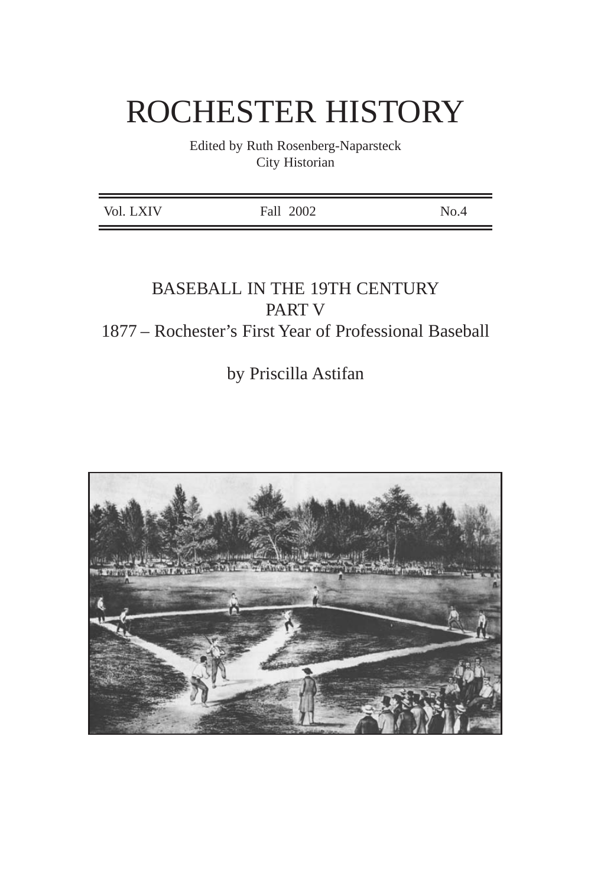# ROCHESTER HISTORY

Edited by Ruth Rosenberg-Naparsteck
City Historian

| Vol. LXIV | Fall 2002 | No.4 |
| --- | --- | --- |

## BASEBALL IN THE 19TH CENTURY
## PART V
## 1877 – Rochester's First Year of Professional Baseball

by Priscilla Astifan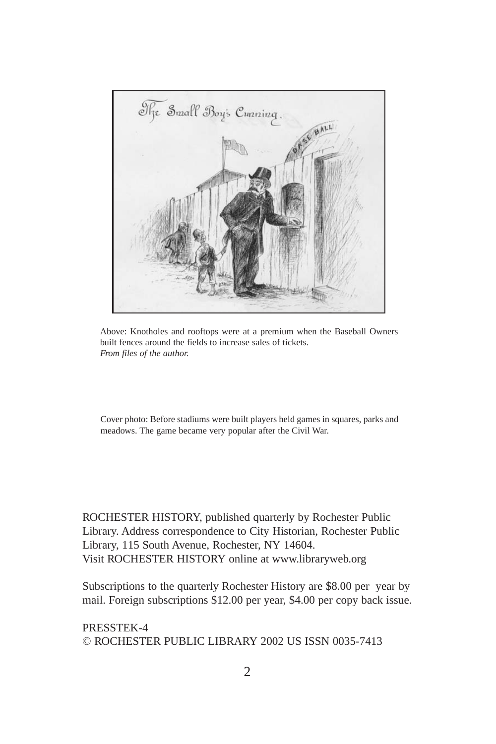Above: Knotholes and rooftops were at a premium when the Baseball Owners built fences around the fields to increase sales of tickets.
*From files of the author.*

Cover photo: Before stadiums were built players held games in squares, parks and meadows. The game became very popular after the Civil War.

ROCHESTER HISTORY, published quarterly by Rochester Public Library. Address correspondence to City Historian, Rochester Public Library, 115 South Avenue, Rochester, NY 14604.
Visit ROCHESTER HISTORY online at www.libraryweb.org

Subscriptions to the quarterly Rochester History are $8.00 per year by mail. Foreign subscriptions $12.00 per year, $4.00 per copy back issue.

PRESSTEK-4
© ROCHESTER PUBLIC LIBRARY 2002 US ISSN 0035-7413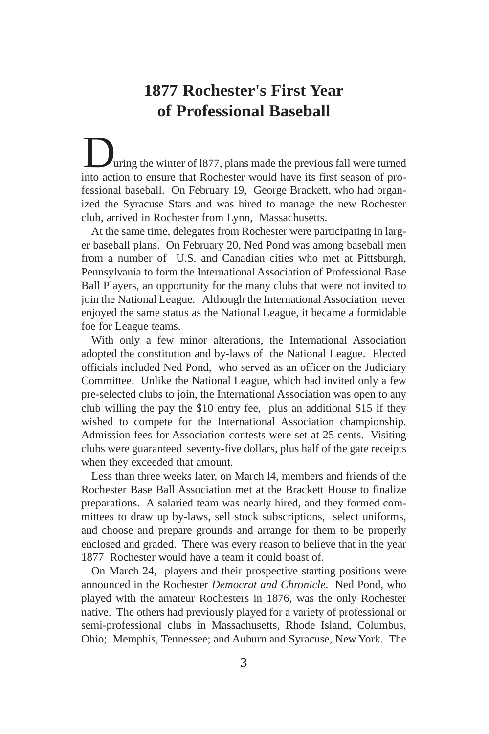# 1877 Rochester's First Year of Professional Baseball

During the winter of l877, plans made the previous fall were turned into action to ensure that Rochester would have its first season of professional baseball. On February 19, George Brackett, who had organized the Syracuse Stars and was hired to manage the new Rochester club, arrived in Rochester from Lynn, Massachusetts.

At the same time, delegates from Rochester were participating in larger baseball plans. On February 20, Ned Pond was among baseball men from a number of U.S. and Canadian cities who met at Pittsburgh, Pennsylvania to form the International Association of Professional Base Ball Players, an opportunity for the many clubs that were not invited to join the National League. Although the International Association never enjoyed the same status as the National League, it became a formidable foe for League teams.

With only a few minor alterations, the International Association adopted the constitution and by-laws of the National League. Elected officials included Ned Pond, who served as an officer on the Judiciary Committee. Unlike the National League, which had invited only a few pre-selected clubs to join, the International Association was open to any club willing the pay the $10 entry fee, plus an additional $15 if they wished to compete for the International Association championship. Admission fees for Association contests were set at 25 cents. Visiting clubs were guaranteed seventy-five dollars, plus half of the gate receipts when they exceeded that amount.

Less than three weeks later, on March l4, members and friends of the Rochester Base Ball Association met at the Brackett House to finalize preparations. A salaried team was nearly hired, and they formed committees to draw up by-laws, sell stock subscriptions, select uniforms, and choose and prepare grounds and arrange for them to be properly enclosed and graded. There was every reason to believe that in the year 1877 Rochester would have a team it could boast of.

On March 24, players and their prospective starting positions were announced in the Rochester *Democrat and Chronicle*. Ned Pond, who played with the amateur Rochesters in 1876, was the only Rochester native. The others had previously played for a variety of professional or semi-professional clubs in Massachusetts, Rhode Island, Columbus, Ohio; Memphis, Tennessee; and Auburn and Syracuse, New York. The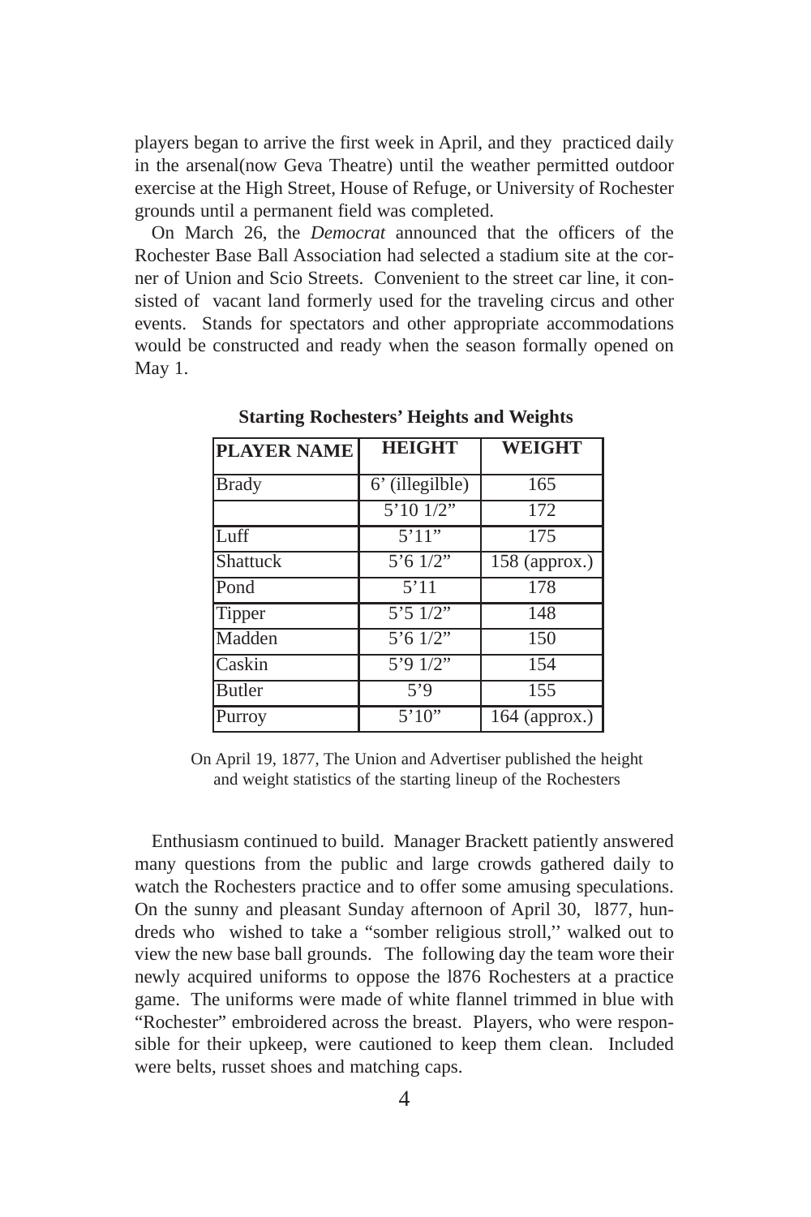players began to arrive the first week in April, and they practiced daily in the arsenal(now Geva Theatre) until the weather permitted outdoor exercise at the High Street, House of Refuge, or University of Rochester grounds until a permanent field was completed.

On March 26, the *Democrat* announced that the officers of the Rochester Base Ball Association had selected a stadium site at the corner of Union and Scio Streets. Convenient to the street car line, it consisted of vacant land formerly used for the traveling circus and other events. Stands for spectators and other appropriate accommodations would be constructed and ready when the season formally opened on May 1.

**Starting Rochesters' Heights and Weights**

| PLAYER NAME | HEIGHT | WEIGHT |
|---|---|---|
| Brady | 6' (illegilble) | 165 |
| | 5'10 1/2" | 172 |
| Luff | 5'11" | 175 |
| Shattuck | 5'6 1/2" | 158 (approx.) |
| Pond | 5'11 | 178 |
| Tipper | 5'5 1/2" | 148 |
| Madden | 5'6 1/2" | 150 |
| Caskin | 5'9 1/2" | 154 |
| Butler | 5'9 | 155 |
| Purroy | 5'10" | 164 (approx.) |

On April 19, 1877, The Union and Advertiser published the height and weight statistics of the starting lineup of the Rochesters

Enthusiasm continued to build. Manager Brackett patiently answered many questions from the public and large crowds gathered daily to watch the Rochesters practice and to offer some amusing speculations. On the sunny and pleasant Sunday afternoon of April 30, l877, hundreds who wished to take a "somber religious stroll,'' walked out to view the new base ball grounds. The following day the team wore their newly acquired uniforms to oppose the l876 Rochesters at a practice game. The uniforms were made of white flannel trimmed in blue with "Rochester" embroidered across the breast. Players, who were responsible for their upkeep, were cautioned to keep them clean. Included were belts, russet shoes and matching caps.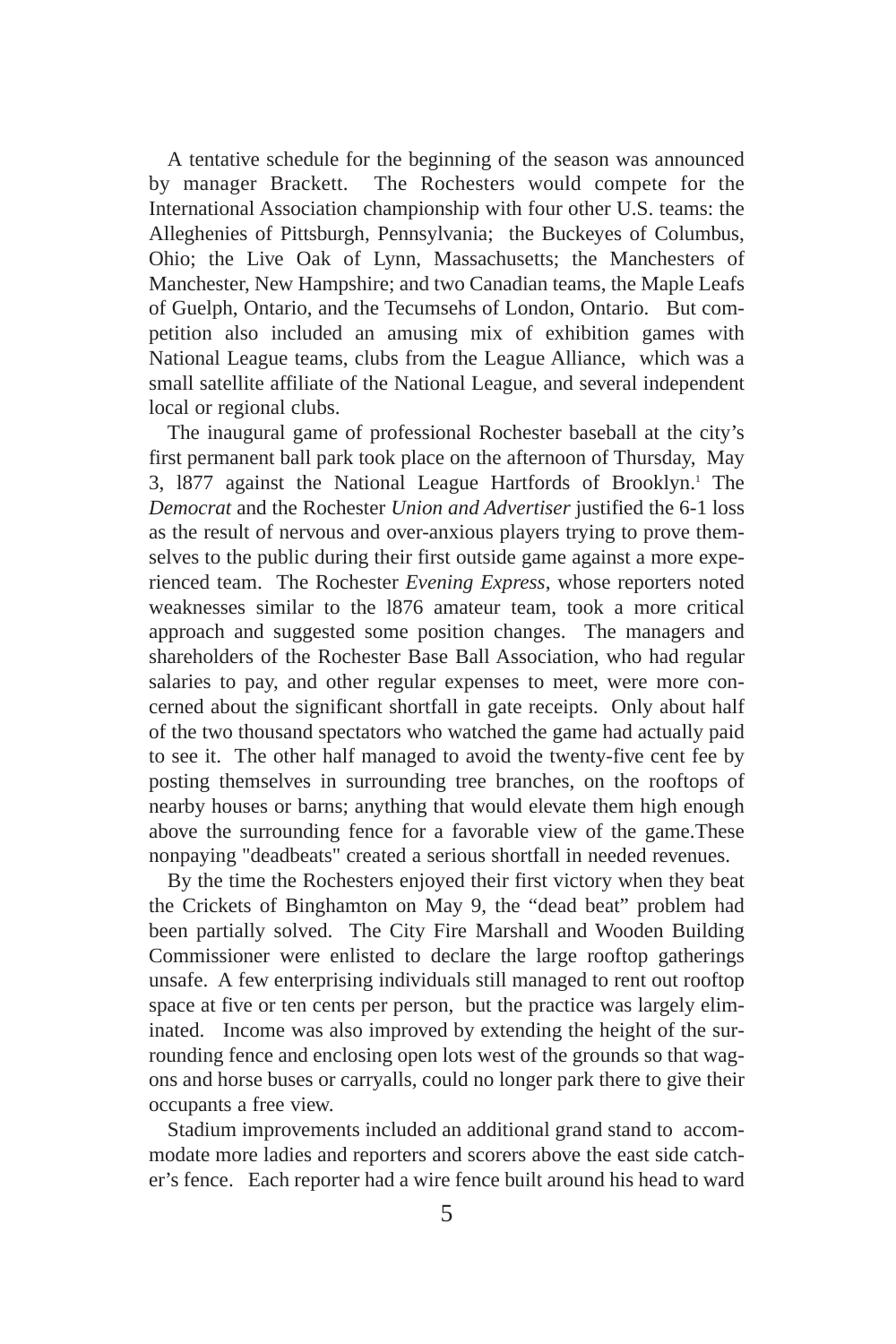A tentative schedule for the beginning of the season was announced by manager Brackett. The Rochesters would compete for the International Association championship with four other U.S. teams: the Alleghenies of Pittsburgh, Pennsylvania; the Buckeyes of Columbus, Ohio; the Live Oak of Lynn, Massachusetts; the Manchesters of Manchester, New Hampshire; and two Canadian teams, the Maple Leafs of Guelph, Ontario, and the Tecumsehs of London, Ontario. But competition also included an amusing mix of exhibition games with National League teams, clubs from the League Alliance, which was a small satellite affiliate of the National League, and several independent local or regional clubs.

The inaugural game of professional Rochester baseball at the city's first permanent ball park took place on the afternoon of Thursday, May 3, l877 against the National League Hartfords of Brooklyn.[1] The *Democrat* and the Rochester *Union and Advertiser* justified the 6-1 loss as the result of nervous and over-anxious players trying to prove themselves to the public during their first outside game against a more experienced team. The Rochester *Evening Express*, whose reporters noted weaknesses similar to the l876 amateur team, took a more critical approach and suggested some position changes. The managers and shareholders of the Rochester Base Ball Association, who had regular salaries to pay, and other regular expenses to meet, were more concerned about the significant shortfall in gate receipts. Only about half of the two thousand spectators who watched the game had actually paid to see it. The other half managed to avoid the twenty-five cent fee by posting themselves in surrounding tree branches, on the rooftops of nearby houses or barns; anything that would elevate them high enough above the surrounding fence for a favorable view of the game.These nonpaying "deadbeats" created a serious shortfall in needed revenues.

By the time the Rochesters enjoyed their first victory when they beat the Crickets of Binghamton on May 9, the "dead beat" problem had been partially solved. The City Fire Marshall and Wooden Building Commissioner were enlisted to declare the large rooftop gatherings unsafe. A few enterprising individuals still managed to rent out rooftop space at five or ten cents per person, but the practice was largely eliminated. Income was also improved by extending the height of the surrounding fence and enclosing open lots west of the grounds so that wagons and horse buses or carryalls, could no longer park there to give their occupants a free view.

Stadium improvements included an additional grand stand to accommodate more ladies and reporters and scorers above the east side catcher's fence. Each reporter had a wire fence built around his head to ward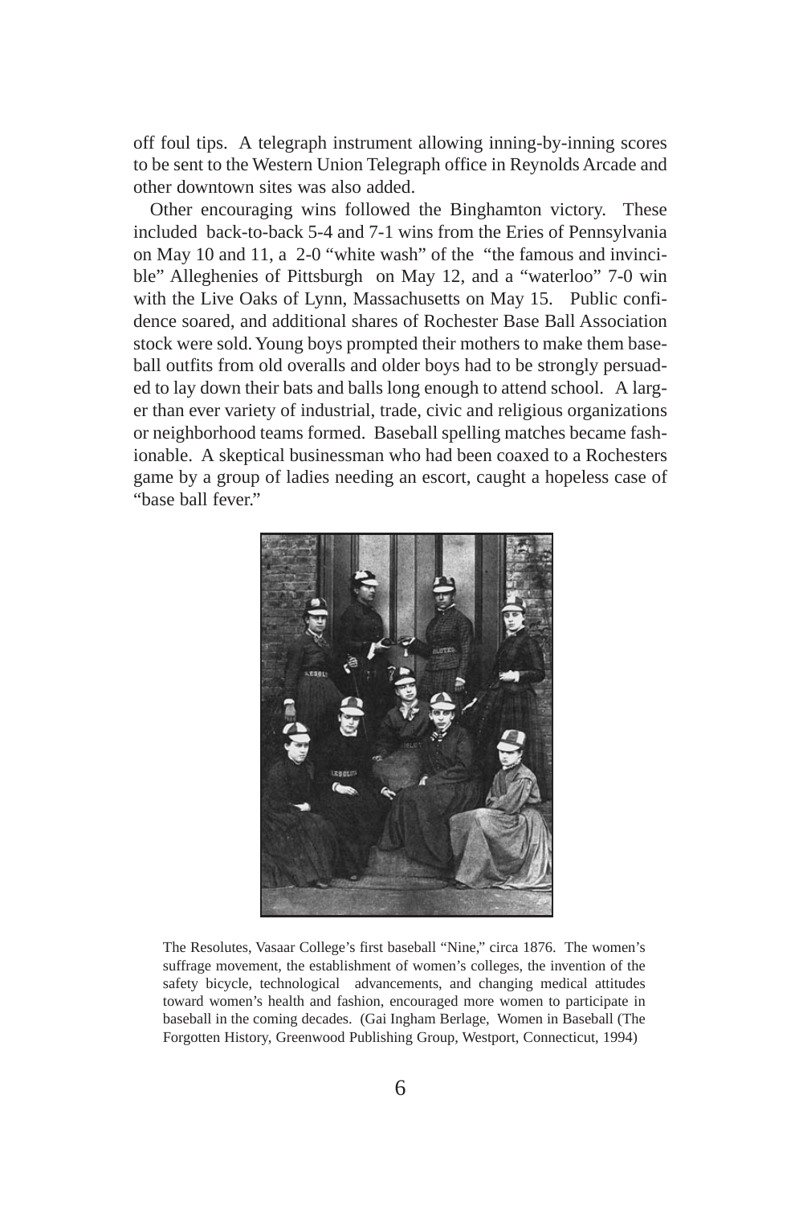off foul tips. A telegraph instrument allowing inning-by-inning scores to be sent to the Western Union Telegraph office in Reynolds Arcade and other downtown sites was also added.

Other encouraging wins followed the Binghamton victory. These included back-to-back 5-4 and 7-1 wins from the Eries of Pennsylvania on May 10 and 11, a 2-0 "white wash" of the "the famous and invincible" Alleghenies of Pittsburgh on May 12, and a "waterloo" 7-0 win with the Live Oaks of Lynn, Massachusetts on May 15. Public confidence soared, and additional shares of Rochester Base Ball Association stock were sold. Young boys prompted their mothers to make them baseball outfits from old overalls and older boys had to be strongly persuaded to lay down their bats and balls long enough to attend school. A larger than ever variety of industrial, trade, civic and religious organizations or neighborhood teams formed. Baseball spelling matches became fashionable. A skeptical businessman who had been coaxed to a Rochesters game by a group of ladies needing an escort, caught a hopeless case of "base ball fever."

The Resolutes, Vasaar College's first baseball "Nine," circa 1876. The women's suffrage movement, the establishment of women's colleges, the invention of the safety bicycle, technological advancements, and changing medical attitudes toward women's health and fashion, encouraged more women to participate in baseball in the coming decades. (Gai Ingham Berlage, Women in Baseball (The Forgotten History, Greenwood Publishing Group, Westport, Connecticut, 1994)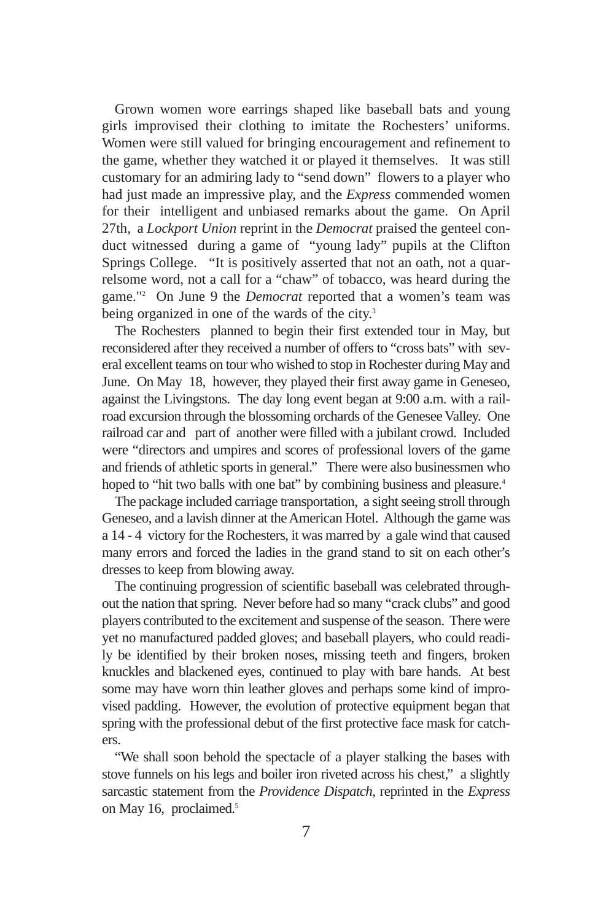Grown women wore earrings shaped like baseball bats and young girls improvised their clothing to imitate the Rochesters' uniforms. Women were still valued for bringing encouragement and refinement to the game, whether they watched it or played it themselves. It was still customary for an admiring lady to "send down" flowers to a player who had just made an impressive play, and the *Express* commended women for their intelligent and unbiased remarks about the game. On April 27th, a *Lockport Union* reprint in the *Democrat* praised the genteel conduct witnessed during a game of "young lady" pupils at the Clifton Springs College. "It is positively asserted that not an oath, not a quarrelsome word, not a call for a "chaw" of tobacco, was heard during the game."[2] On June 9 the *Democrat* reported that a women's team was being organized in one of the wards of the city.[3]

The Rochesters planned to begin their first extended tour in May, but reconsidered after they received a number of offers to "cross bats" with several excellent teams on tour who wished to stop in Rochester during May and June. On May 18, however, they played their first away game in Geneseo, against the Livingstons. The day long event began at 9:00 a.m. with a railroad excursion through the blossoming orchards of the Genesee Valley. One railroad car and part of another were filled with a jubilant crowd. Included were "directors and umpires and scores of professional lovers of the game and friends of athletic sports in general." There were also businessmen who hoped to "hit two balls with one bat" by combining business and pleasure.[4]

The package included carriage transportation, a sight seeing stroll through Geneseo, and a lavish dinner at the American Hotel. Although the game was a 14 - 4 victory for the Rochesters, it was marred by a gale wind that caused many errors and forced the ladies in the grand stand to sit on each other's dresses to keep from blowing away.

The continuing progression of scientific baseball was celebrated throughout the nation that spring. Never before had so many "crack clubs" and good players contributed to the excitement and suspense of the season. There were yet no manufactured padded gloves; and baseball players, who could readily be identified by their broken noses, missing teeth and fingers, broken knuckles and blackened eyes, continued to play with bare hands. At best some may have worn thin leather gloves and perhaps some kind of improvised padding. However, the evolution of protective equipment began that spring with the professional debut of the first protective face mask for catchers.

"We shall soon behold the spectacle of a player stalking the bases with stove funnels on his legs and boiler iron riveted across his chest," a slightly sarcastic statement from the *Providence Dispatch*, reprinted in the *Express* on May 16, proclaimed.[5]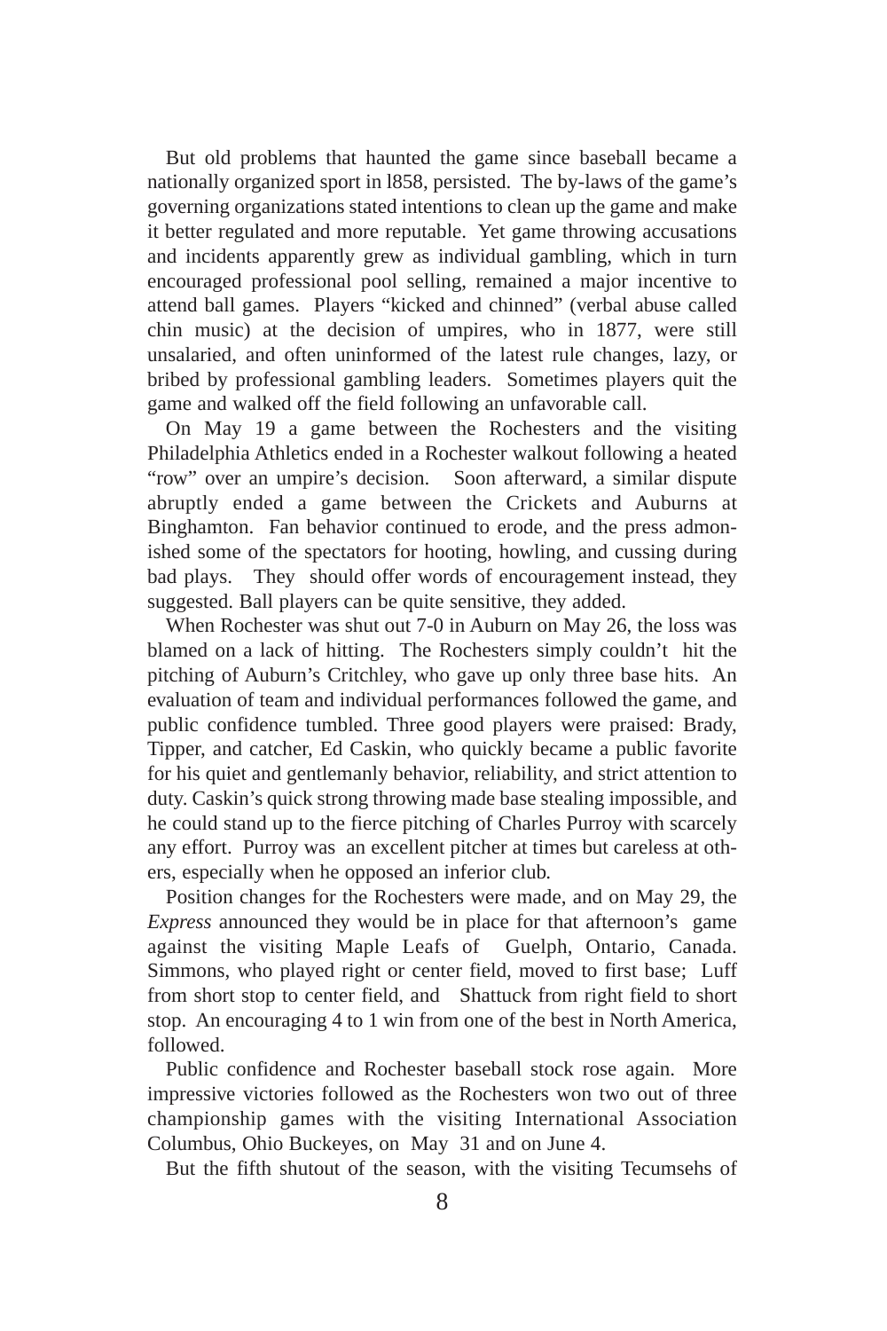But old problems that haunted the game since baseball became a nationally organized sport in l858, persisted. The by-laws of the game's governing organizations stated intentions to clean up the game and make it better regulated and more reputable. Yet game throwing accusations and incidents apparently grew as individual gambling, which in turn encouraged professional pool selling, remained a major incentive to attend ball games. Players "kicked and chinned" (verbal abuse called chin music) at the decision of umpires, who in 1877, were still unsalaried, and often uninformed of the latest rule changes, lazy, or bribed by professional gambling leaders. Sometimes players quit the game and walked off the field following an unfavorable call.

On May 19 a game between the Rochesters and the visiting Philadelphia Athletics ended in a Rochester walkout following a heated "row" over an umpire's decision. Soon afterward, a similar dispute abruptly ended a game between the Crickets and Auburns at Binghamton. Fan behavior continued to erode, and the press admonished some of the spectators for hooting, howling, and cussing during bad plays. They should offer words of encouragement instead, they suggested. Ball players can be quite sensitive, they added.

When Rochester was shut out 7-0 in Auburn on May 26, the loss was blamed on a lack of hitting. The Rochesters simply couldn't hit the pitching of Auburn's Critchley, who gave up only three base hits. An evaluation of team and individual performances followed the game, and public confidence tumbled. Three good players were praised: Brady, Tipper, and catcher, Ed Caskin, who quickly became a public favorite for his quiet and gentlemanly behavior, reliability, and strict attention to duty. Caskin's quick strong throwing made base stealing impossible, and he could stand up to the fierce pitching of Charles Purroy with scarcely any effort. Purroy was an excellent pitcher at times but careless at others, especially when he opposed an inferior club.

Position changes for the Rochesters were made, and on May 29, the *Express* announced they would be in place for that afternoon's game against the visiting Maple Leafs of Guelph, Ontario, Canada. Simmons, who played right or center field, moved to first base; Luff from short stop to center field, and Shattuck from right field to short stop. An encouraging 4 to 1 win from one of the best in North America, followed.

Public confidence and Rochester baseball stock rose again. More impressive victories followed as the Rochesters won two out of three championship games with the visiting International Association Columbus, Ohio Buckeyes, on May 31 and on June 4.

But the fifth shutout of the season, with the visiting Tecumsehs of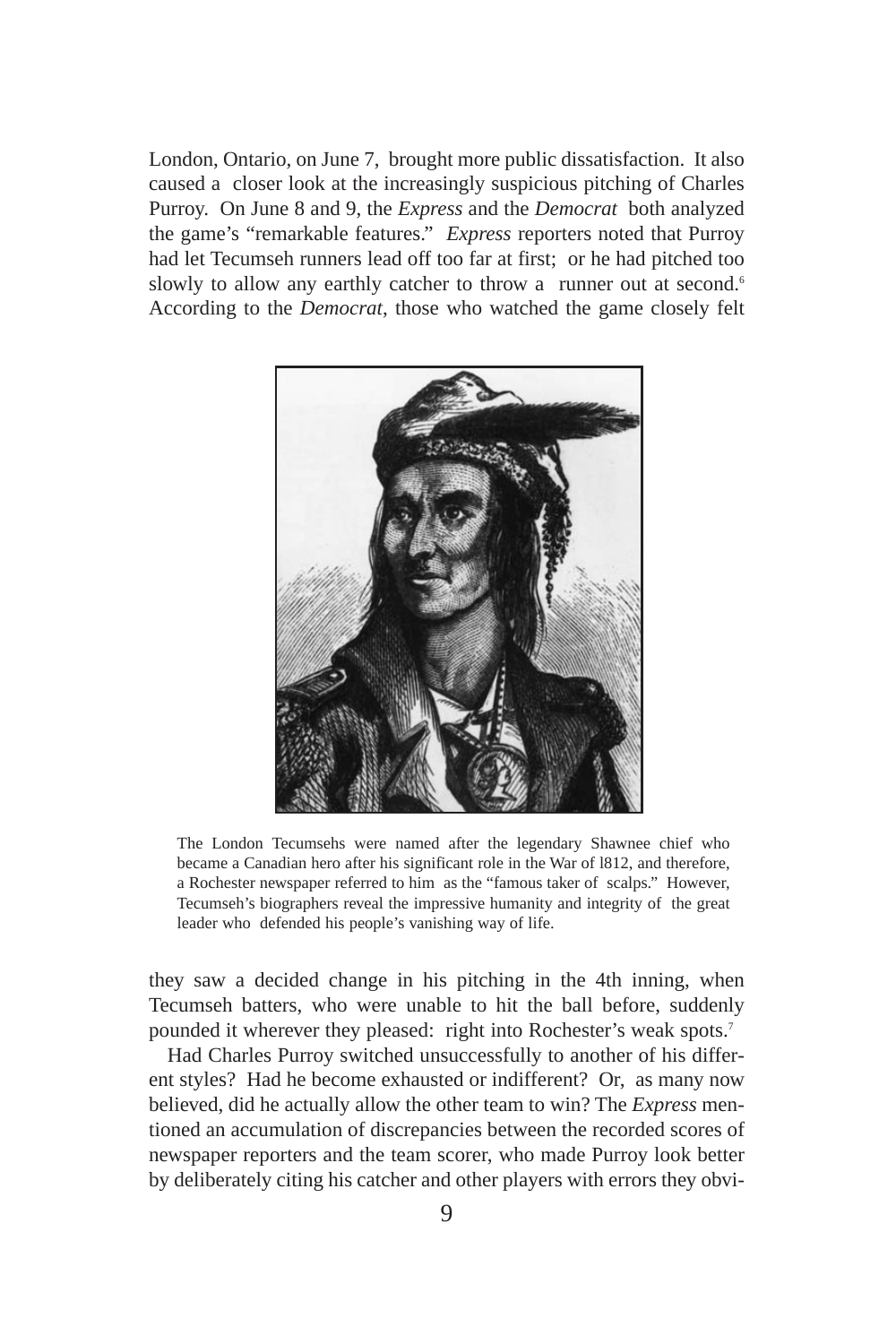London, Ontario, on June 7, brought more public dissatisfaction. It also caused a closer look at the increasingly suspicious pitching of Charles Purroy. On June 8 and 9, the *Express* and the *Democrat* both analyzed the game's "remarkable features." *Express* reporters noted that Purroy had let Tecumseh runners lead off too far at first; or he had pitched too slowly to allow any earthly catcher to throw a runner out at second.[6] According to the *Democrat*, those who watched the game closely felt

The London Tecumsehs were named after the legendary Shawnee chief who became a Canadian hero after his significant role in the War of l812, and therefore, a Rochester newspaper referred to him as the "famous taker of scalps." However, Tecumseh's biographers reveal the impressive humanity and integrity of the great leader who defended his people's vanishing way of life.

they saw a decided change in his pitching in the 4th inning, when Tecumseh batters, who were unable to hit the ball before, suddenly pounded it wherever they pleased: right into Rochester's weak spots.[7]

Had Charles Purroy switched unsuccessfully to another of his different styles? Had he become exhausted or indifferent? Or, as many now believed, did he actually allow the other team to win? The *Express* mentioned an accumulation of discrepancies between the recorded scores of newspaper reporters and the team scorer, who made Purroy look better by deliberately citing his catcher and other players with errors they obvi-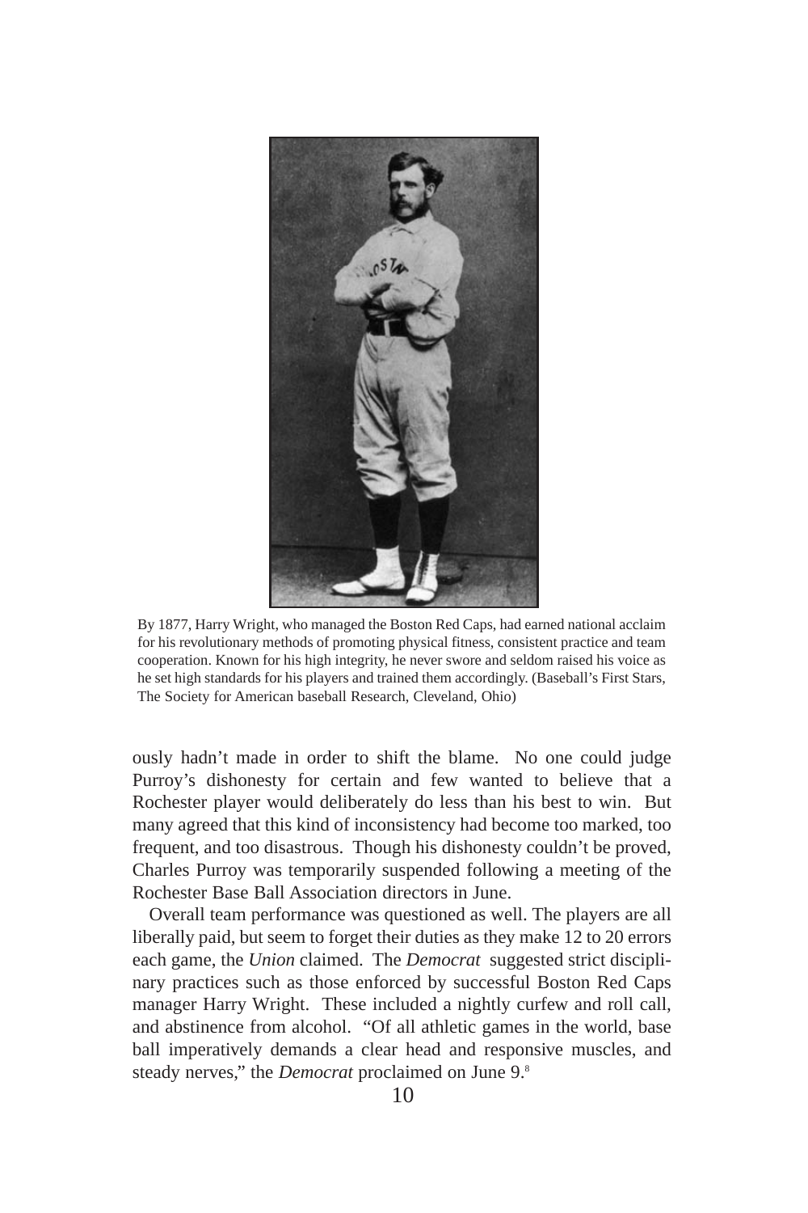By 1877, Harry Wright, who managed the Boston Red Caps, had earned national acclaim for his revolutionary methods of promoting physical fitness, consistent practice and team cooperation. Known for his high integrity, he never swore and seldom raised his voice as he set high standards for his players and trained them accordingly. (Baseball's First Stars, The Society for American baseball Research, Cleveland, Ohio)

ously hadn't made in order to shift the blame. No one could judge Purroy's dishonesty for certain and few wanted to believe that a Rochester player would deliberately do less than his best to win. But many agreed that this kind of inconsistency had become too marked, too frequent, and too disastrous. Though his dishonesty couldn't be proved, Charles Purroy was temporarily suspended following a meeting of the Rochester Base Ball Association directors in June.

Overall team performance was questioned as well. The players are all liberally paid, but seem to forget their duties as they make 12 to 20 errors each game, the *Union* claimed. The *Democrat* suggested strict disciplinary practices such as those enforced by successful Boston Red Caps manager Harry Wright. These included a nightly curfew and roll call, and abstinence from alcohol. "Of all athletic games in the world, base ball imperatively demands a clear head and responsive muscles, and steady nerves," the *Democrat* proclaimed on June 9.[8]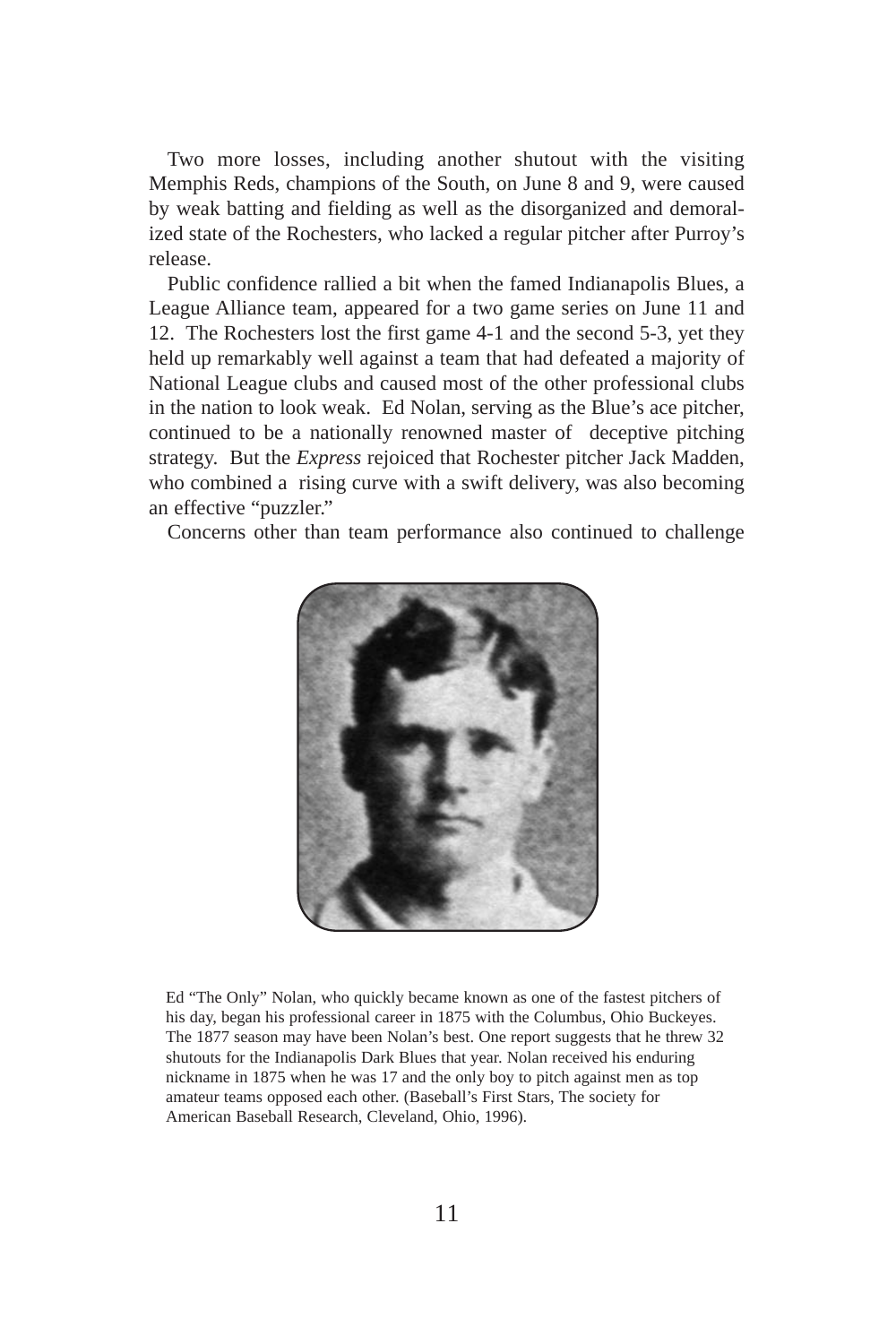Two more losses, including another shutout with the visiting Memphis Reds, champions of the South, on June 8 and 9, were caused by weak batting and fielding as well as the disorganized and demoralized state of the Rochesters, who lacked a regular pitcher after Purroy's release.

Public confidence rallied a bit when the famed Indianapolis Blues, a League Alliance team, appeared for a two game series on June 11 and 12. The Rochesters lost the first game 4-1 and the second 5-3, yet they held up remarkably well against a team that had defeated a majority of National League clubs and caused most of the other professional clubs in the nation to look weak. Ed Nolan, serving as the Blue's ace pitcher, continued to be a nationally renowned master of deceptive pitching strategy. But the *Express* rejoiced that Rochester pitcher Jack Madden, who combined a rising curve with a swift delivery, was also becoming an effective "puzzler."

Concerns other than team performance also continued to challenge

Ed "The Only" Nolan, who quickly became known as one of the fastest pitchers of his day, began his professional career in 1875 with the Columbus, Ohio Buckeyes. The 1877 season may have been Nolan's best. One report suggests that he threw 32 shutouts for the Indianapolis Dark Blues that year. Nolan received his enduring nickname in 1875 when he was 17 and the only boy to pitch against men as top amateur teams opposed each other. (Baseball's First Stars, The society for American Baseball Research, Cleveland, Ohio, 1996).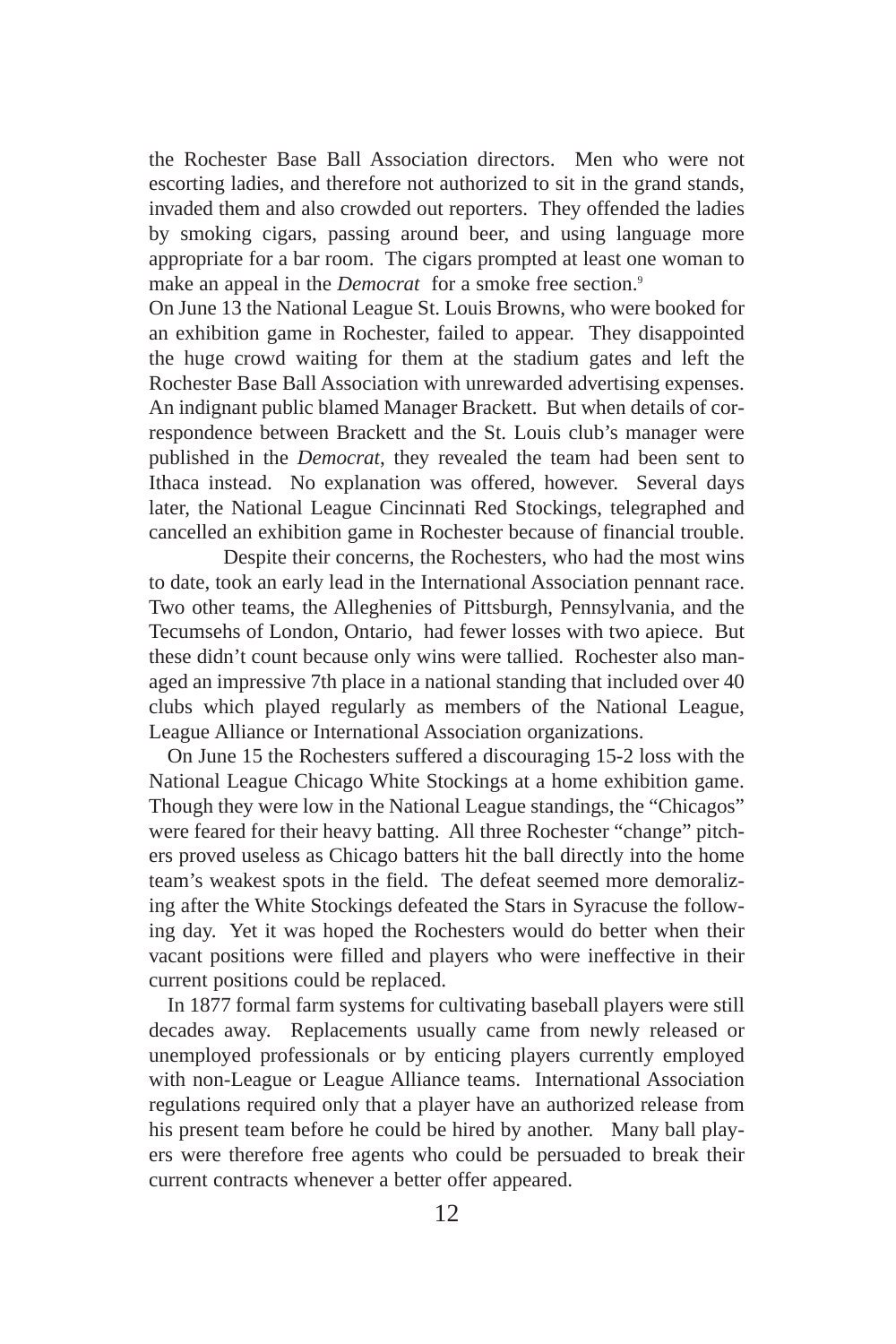the Rochester Base Ball Association directors. Men who were not escorting ladies, and therefore not authorized to sit in the grand stands, invaded them and also crowded out reporters. They offended the ladies by smoking cigars, passing around beer, and using language more appropriate for a bar room. The cigars prompted at least one woman to make an appeal in the *Democrat* for a smoke free section.[9]

On June 13 the National League St. Louis Browns, who were booked for an exhibition game in Rochester, failed to appear. They disappointed the huge crowd waiting for them at the stadium gates and left the Rochester Base Ball Association with unrewarded advertising expenses. An indignant public blamed Manager Brackett. But when details of correspondence between Brackett and the St. Louis club's manager were published in the *Democrat*, they revealed the team had been sent to Ithaca instead. No explanation was offered, however. Several days later, the National League Cincinnati Red Stockings, telegraphed and cancelled an exhibition game in Rochester because of financial trouble.

Despite their concerns, the Rochesters, who had the most wins to date, took an early lead in the International Association pennant race. Two other teams, the Alleghenies of Pittsburgh, Pennsylvania, and the Tecumsehs of London, Ontario, had fewer losses with two apiece. But these didn't count because only wins were tallied. Rochester also managed an impressive 7th place in a national standing that included over 40 clubs which played regularly as members of the National League, League Alliance or International Association organizations.

On June 15 the Rochesters suffered a discouraging 15-2 loss with the National League Chicago White Stockings at a home exhibition game. Though they were low in the National League standings, the "Chicagos" were feared for their heavy batting. All three Rochester "change" pitchers proved useless as Chicago batters hit the ball directly into the home team's weakest spots in the field. The defeat seemed more demoralizing after the White Stockings defeated the Stars in Syracuse the following day. Yet it was hoped the Rochesters would do better when their vacant positions were filled and players who were ineffective in their current positions could be replaced.

In 1877 formal farm systems for cultivating baseball players were still decades away. Replacements usually came from newly released or unemployed professionals or by enticing players currently employed with non-League or League Alliance teams. International Association regulations required only that a player have an authorized release from his present team before he could be hired by another. Many ball players were therefore free agents who could be persuaded to break their current contracts whenever a better offer appeared.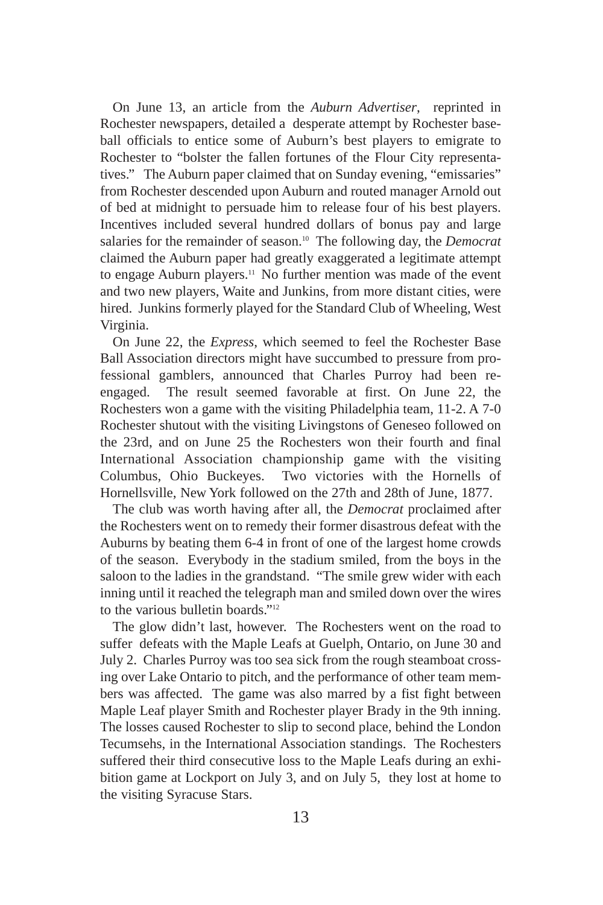On June 13, an article from the *Auburn Advertiser*, reprinted in Rochester newspapers, detailed a desperate attempt by Rochester baseball officials to entice some of Auburn's best players to emigrate to Rochester to "bolster the fallen fortunes of the Flour City representatives." The Auburn paper claimed that on Sunday evening, "emissaries" from Rochester descended upon Auburn and routed manager Arnold out of bed at midnight to persuade him to release four of his best players. Incentives included several hundred dollars of bonus pay and large salaries for the remainder of season.[10] The following day, the *Democrat* claimed the Auburn paper had greatly exaggerated a legitimate attempt to engage Auburn players.[11] No further mention was made of the event and two new players, Waite and Junkins, from more distant cities, were hired. Junkins formerly played for the Standard Club of Wheeling, West Virginia.

On June 22, the *Express*, which seemed to feel the Rochester Base Ball Association directors might have succumbed to pressure from professional gamblers, announced that Charles Purroy had been re-engaged. The result seemed favorable at first. On June 22, the Rochesters won a game with the visiting Philadelphia team, 11-2. A 7-0 Rochester shutout with the visiting Livingstons of Geneseo followed on the 23rd, and on June 25 the Rochesters won their fourth and final International Association championship game with the visiting Columbus, Ohio Buckeyes. Two victories with the Hornells of Hornellsville, New York followed on the 27th and 28th of June, 1877.

The club was worth having after all, the *Democrat* proclaimed after the Rochesters went on to remedy their former disastrous defeat with the Auburns by beating them 6-4 in front of one of the largest home crowds of the season. Everybody in the stadium smiled, from the boys in the saloon to the ladies in the grandstand. "The smile grew wider with each inning until it reached the telegraph man and smiled down over the wires to the various bulletin boards."[12]

The glow didn't last, however. The Rochesters went on the road to suffer defeats with the Maple Leafs at Guelph, Ontario, on June 30 and July 2. Charles Purroy was too sea sick from the rough steamboat crossing over Lake Ontario to pitch, and the performance of other team members was affected. The game was also marred by a fist fight between Maple Leaf player Smith and Rochester player Brady in the 9th inning. The losses caused Rochester to slip to second place, behind the London Tecumsehs, in the International Association standings. The Rochesters suffered their third consecutive loss to the Maple Leafs during an exhibition game at Lockport on July 3, and on July 5, they lost at home to the visiting Syracuse Stars.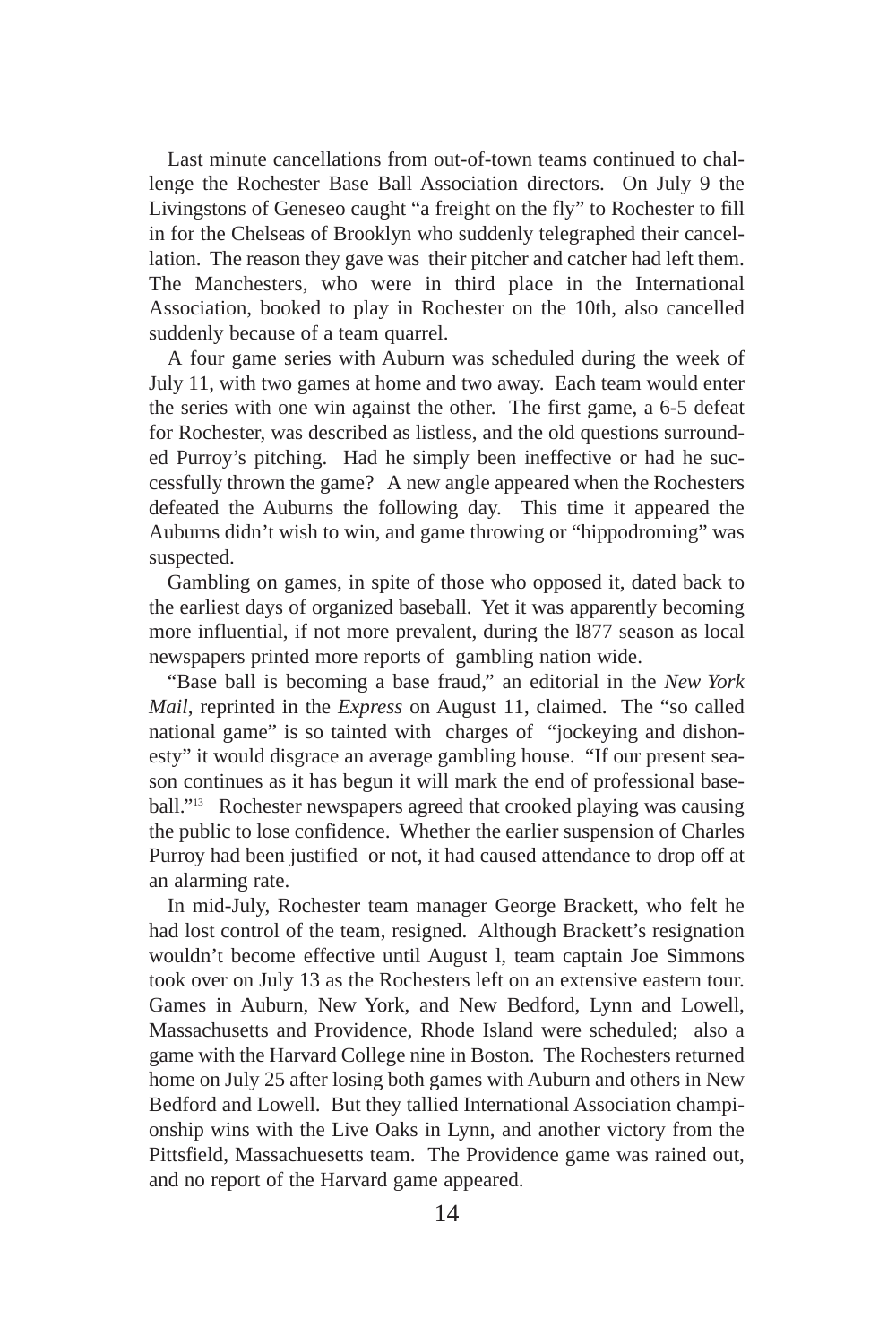Last minute cancellations from out-of-town teams continued to challenge the Rochester Base Ball Association directors. On July 9 the Livingstons of Geneseo caught "a freight on the fly" to Rochester to fill in for the Chelseas of Brooklyn who suddenly telegraphed their cancellation. The reason they gave was their pitcher and catcher had left them. The Manchesters, who were in third place in the International Association, booked to play in Rochester on the 10th, also cancelled suddenly because of a team quarrel.

A four game series with Auburn was scheduled during the week of July 11, with two games at home and two away. Each team would enter the series with one win against the other. The first game, a 6-5 defeat for Rochester, was described as listless, and the old questions surrounded Purroy's pitching. Had he simply been ineffective or had he successfully thrown the game? A new angle appeared when the Rochesters defeated the Auburns the following day. This time it appeared the Auburns didn't wish to win, and game throwing or "hippodroming" was suspected.

Gambling on games, in spite of those who opposed it, dated back to the earliest days of organized baseball. Yet it was apparently becoming more influential, if not more prevalent, during the l877 season as local newspapers printed more reports of gambling nation wide.

"Base ball is becoming a base fraud," an editorial in the *New York Mail*, reprinted in the *Express* on August 11, claimed. The "so called national game" is so tainted with charges of "jockeying and dishonesty" it would disgrace an average gambling house. "If our present season continues as it has begun it will mark the end of professional baseball."[13] Rochester newspapers agreed that crooked playing was causing the public to lose confidence. Whether the earlier suspension of Charles Purroy had been justified or not, it had caused attendance to drop off at an alarming rate.

In mid-July, Rochester team manager George Brackett, who felt he had lost control of the team, resigned. Although Brackett's resignation wouldn't become effective until August l, team captain Joe Simmons took over on July 13 as the Rochesters left on an extensive eastern tour. Games in Auburn, New York, and New Bedford, Lynn and Lowell, Massachusetts and Providence, Rhode Island were scheduled; also a game with the Harvard College nine in Boston. The Rochesters returned home on July 25 after losing both games with Auburn and others in New Bedford and Lowell. But they tallied International Association championship wins with the Live Oaks in Lynn, and another victory from the Pittsfield, Massachuesetts team. The Providence game was rained out, and no report of the Harvard game appeared.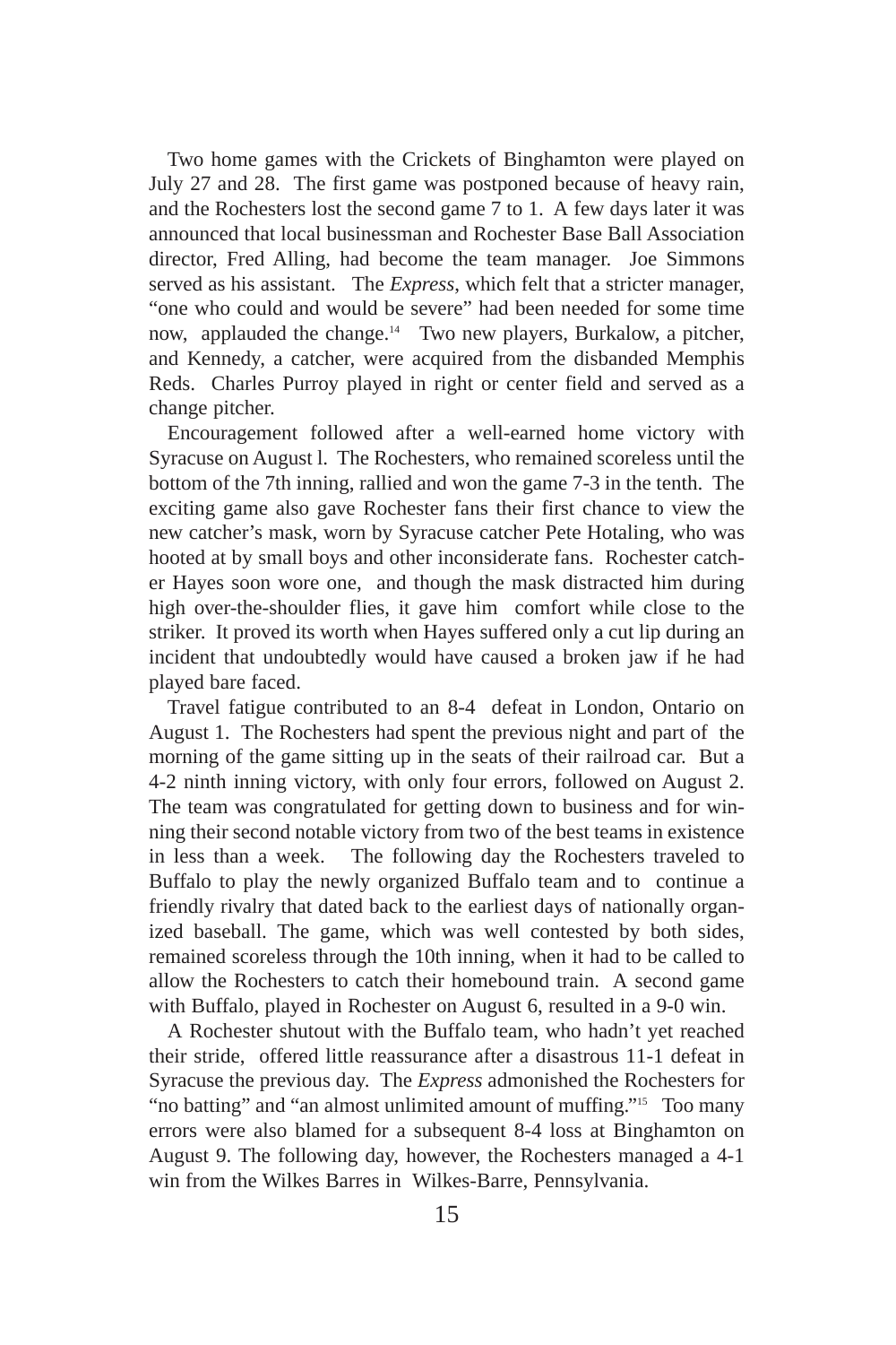Two home games with the Crickets of Binghamton were played on July 27 and 28. The first game was postponed because of heavy rain, and the Rochesters lost the second game 7 to 1. A few days later it was announced that local businessman and Rochester Base Ball Association director, Fred Alling, had become the team manager. Joe Simmons served as his assistant. The *Express*, which felt that a stricter manager, "one who could and would be severe" had been needed for some time now, applauded the change.[14] Two new players, Burkalow, a pitcher, and Kennedy, a catcher, were acquired from the disbanded Memphis Reds. Charles Purroy played in right or center field and served as a change pitcher.

Encouragement followed after a well-earned home victory with Syracuse on August l. The Rochesters, who remained scoreless until the bottom of the 7th inning, rallied and won the game 7-3 in the tenth. The exciting game also gave Rochester fans their first chance to view the new catcher's mask, worn by Syracuse catcher Pete Hotaling, who was hooted at by small boys and other inconsiderate fans. Rochester catcher Hayes soon wore one, and though the mask distracted him during high over-the-shoulder flies, it gave him comfort while close to the striker. It proved its worth when Hayes suffered only a cut lip during an incident that undoubtedly would have caused a broken jaw if he had played bare faced.

Travel fatigue contributed to an 8-4 defeat in London, Ontario on August 1. The Rochesters had spent the previous night and part of the morning of the game sitting up in the seats of their railroad car. But a 4-2 ninth inning victory, with only four errors, followed on August 2. The team was congratulated for getting down to business and for winning their second notable victory from two of the best teams in existence in less than a week. The following day the Rochesters traveled to Buffalo to play the newly organized Buffalo team and to continue a friendly rivalry that dated back to the earliest days of nationally organized baseball. The game, which was well contested by both sides, remained scoreless through the 10th inning, when it had to be called to allow the Rochesters to catch their homebound train. A second game with Buffalo, played in Rochester on August 6, resulted in a 9-0 win.

A Rochester shutout with the Buffalo team, who hadn't yet reached their stride, offered little reassurance after a disastrous 11-1 defeat in Syracuse the previous day. The *Express* admonished the Rochesters for "no batting" and "an almost unlimited amount of muffing."[15] Too many errors were also blamed for a subsequent 8-4 loss at Binghamton on August 9. The following day, however, the Rochesters managed a 4-1 win from the Wilkes Barres in Wilkes-Barre, Pennsylvania.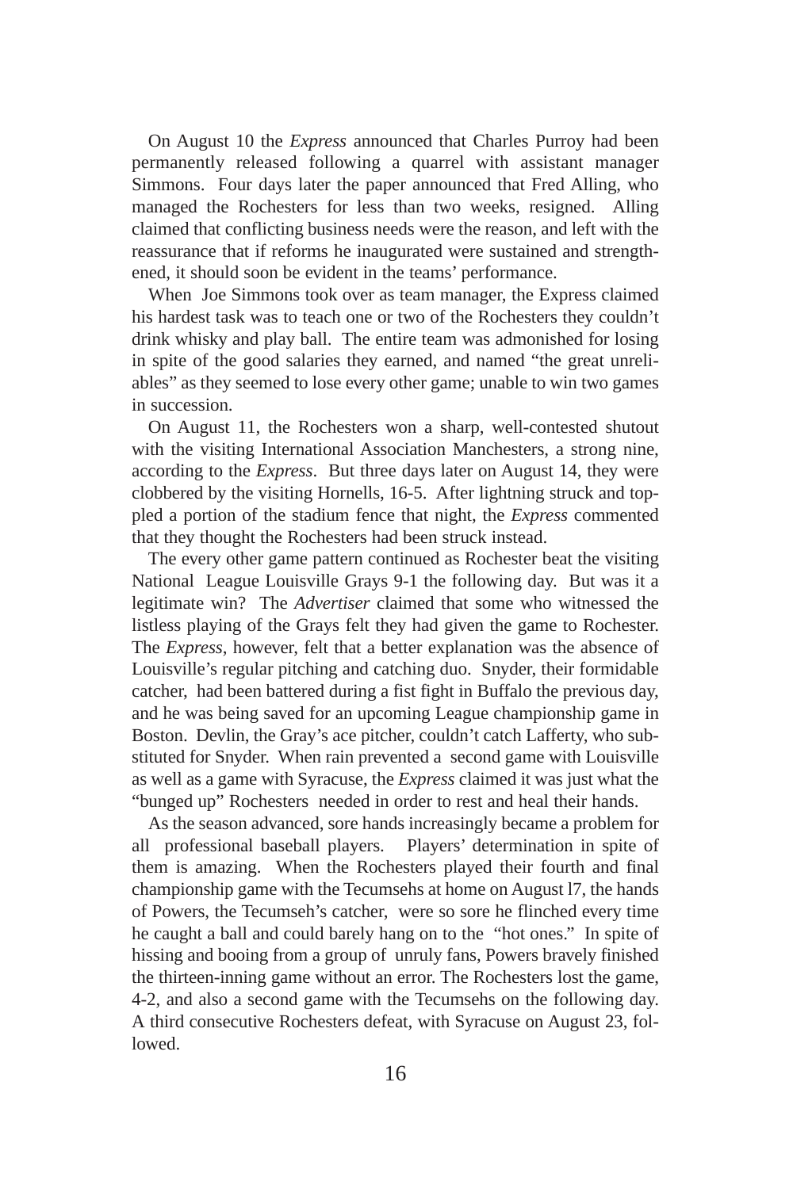On August 10 the *Express* announced that Charles Purroy had been permanently released following a quarrel with assistant manager Simmons. Four days later the paper announced that Fred Alling, who managed the Rochesters for less than two weeks, resigned. Alling claimed that conflicting business needs were the reason, and left with the reassurance that if reforms he inaugurated were sustained and strengthened, it should soon be evident in the teams' performance.

When Joe Simmons took over as team manager, the Express claimed his hardest task was to teach one or two of the Rochesters they couldn't drink whisky and play ball. The entire team was admonished for losing in spite of the good salaries they earned, and named "the great unreliables" as they seemed to lose every other game; unable to win two games in succession.

On August 11, the Rochesters won a sharp, well-contested shutout with the visiting International Association Manchesters, a strong nine, according to the *Express*. But three days later on August 14, they were clobbered by the visiting Hornells, 16-5. After lightning struck and toppled a portion of the stadium fence that night, the *Express* commented that they thought the Rochesters had been struck instead.

The every other game pattern continued as Rochester beat the visiting National League Louisville Grays 9-1 the following day. But was it a legitimate win? The *Advertiser* claimed that some who witnessed the listless playing of the Grays felt they had given the game to Rochester. The *Express*, however, felt that a better explanation was the absence of Louisville's regular pitching and catching duo. Snyder, their formidable catcher, had been battered during a fist fight in Buffalo the previous day, and he was being saved for an upcoming League championship game in Boston. Devlin, the Gray's ace pitcher, couldn't catch Lafferty, who substituted for Snyder. When rain prevented a second game with Louisville as well as a game with Syracuse, the *Express* claimed it was just what the "bunged up" Rochesters needed in order to rest and heal their hands.

As the season advanced, sore hands increasingly became a problem for all professional baseball players. Players' determination in spite of them is amazing. When the Rochesters played their fourth and final championship game with the Tecumsehs at home on August l7, the hands of Powers, the Tecumseh's catcher, were so sore he flinched every time he caught a ball and could barely hang on to the "hot ones." In spite of hissing and booing from a group of unruly fans, Powers bravely finished the thirteen-inning game without an error. The Rochesters lost the game, 4-2, and also a second game with the Tecumsehs on the following day. A third consecutive Rochesters defeat, with Syracuse on August 23, followed.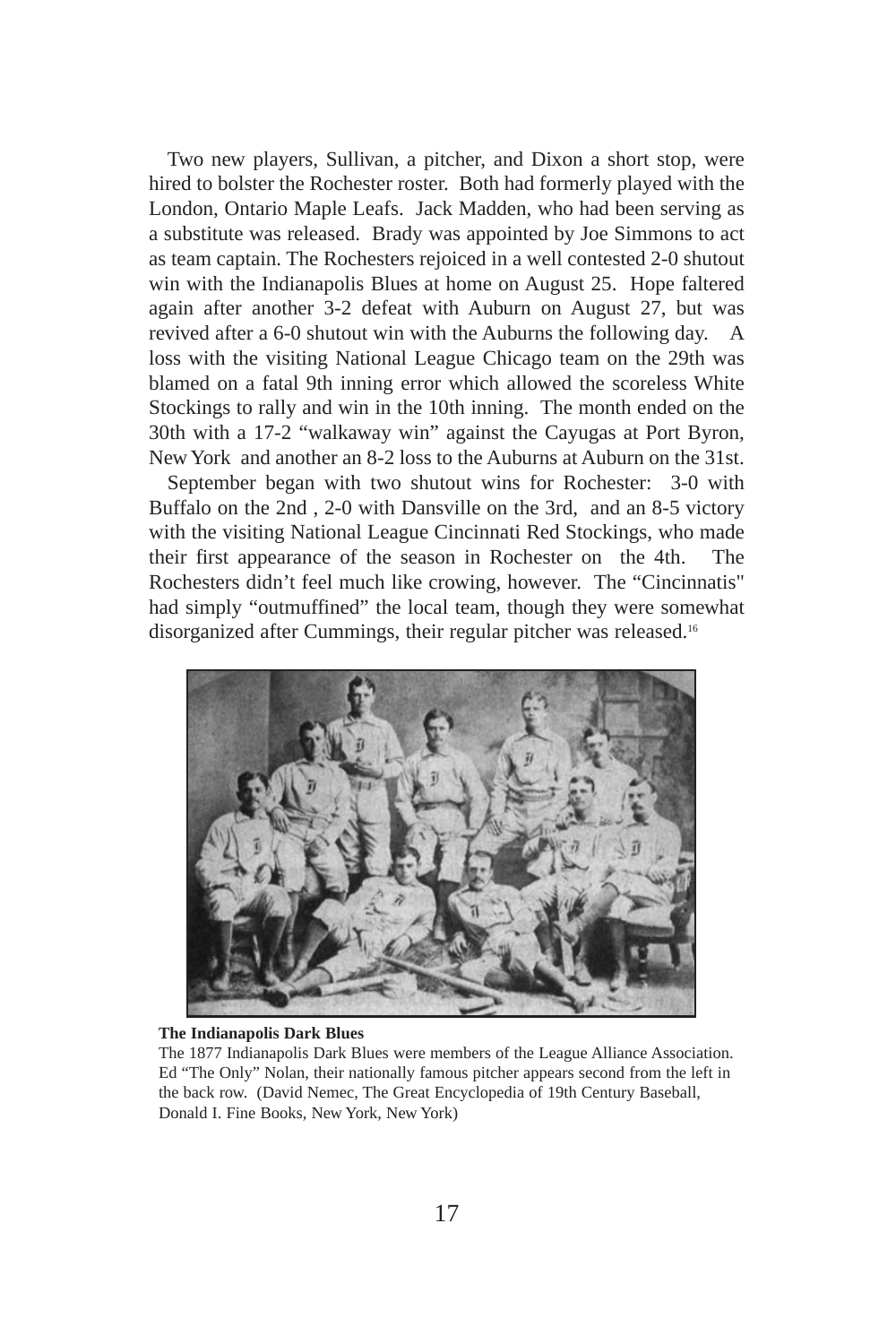Two new players, Sullivan, a pitcher, and Dixon a short stop, were hired to bolster the Rochester roster. Both had formerly played with the London, Ontario Maple Leafs. Jack Madden, who had been serving as a substitute was released. Brady was appointed by Joe Simmons to act as team captain. The Rochesters rejoiced in a well contested 2-0 shutout win with the Indianapolis Blues at home on August 25. Hope faltered again after another 3-2 defeat with Auburn on August 27, but was revived after a 6-0 shutout win with the Auburns the following day. A loss with the visiting National League Chicago team on the 29th was blamed on a fatal 9th inning error which allowed the scoreless White Stockings to rally and win in the 10th inning. The month ended on the 30th with a 17-2 "walkaway win" against the Cayugas at Port Byron, New York and another an 8-2 loss to the Auburns at Auburn on the 31st.

September began with two shutout wins for Rochester: 3-0 with Buffalo on the 2nd , 2-0 with Dansville on the 3rd, and an 8-5 victory with the visiting National League Cincinnati Red Stockings, who made their first appearance of the season in Rochester on the 4th. The Rochesters didn't feel much like crowing, however. The "Cincinnatis" had simply "outmuffined" the local team, though they were somewhat disorganized after Cummings, their regular pitcher was released.[16]

**The Indianapolis Dark Blues**

The 1877 Indianapolis Dark Blues were members of the League Alliance Association. Ed "The Only" Nolan, their nationally famous pitcher appears second from the left in the back row. (David Nemec, The Great Encyclopedia of 19th Century Baseball, Donald I. Fine Books, New York, New York)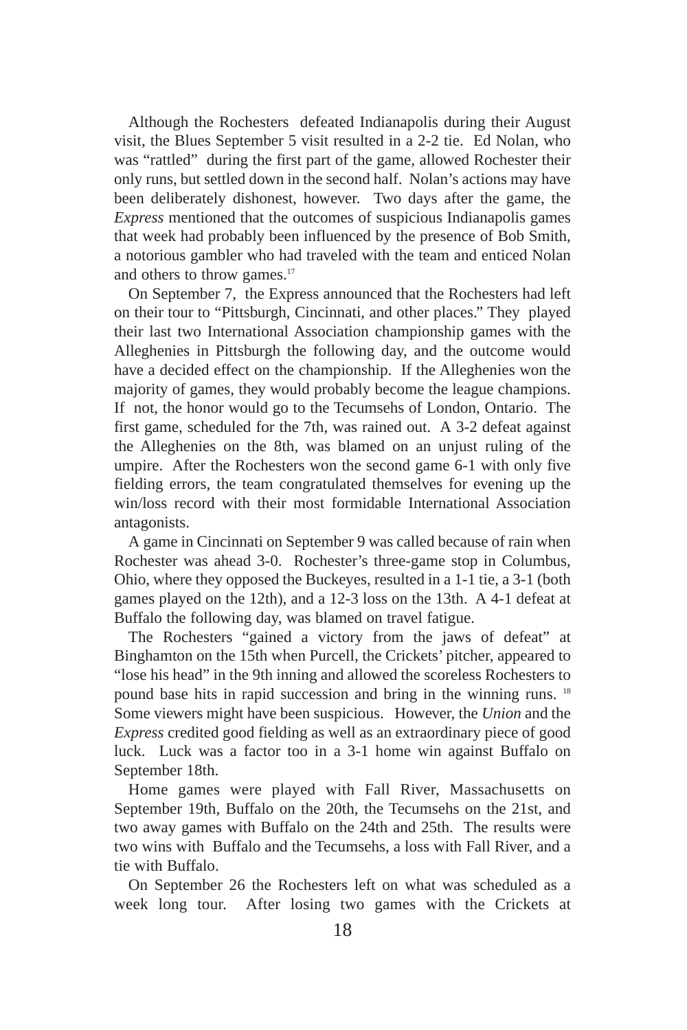Although the Rochesters defeated Indianapolis during their August visit, the Blues September 5 visit resulted in a 2-2 tie. Ed Nolan, who was "rattled" during the first part of the game, allowed Rochester their only runs, but settled down in the second half. Nolan's actions may have been deliberately dishonest, however. Two days after the game, the *Express* mentioned that the outcomes of suspicious Indianapolis games that week had probably been influenced by the presence of Bob Smith, a notorious gambler who had traveled with the team and enticed Nolan and others to throw games.[17]

On September 7, the Express announced that the Rochesters had left on their tour to "Pittsburgh, Cincinnati, and other places." They played their last two International Association championship games with the Alleghenies in Pittsburgh the following day, and the outcome would have a decided effect on the championship. If the Alleghenies won the majority of games, they would probably become the league champions. If not, the honor would go to the Tecumsehs of London, Ontario. The first game, scheduled for the 7th, was rained out. A 3-2 defeat against the Alleghenies on the 8th, was blamed on an unjust ruling of the umpire. After the Rochesters won the second game 6-1 with only five fielding errors, the team congratulated themselves for evening up the win/loss record with their most formidable International Association antagonists.

A game in Cincinnati on September 9 was called because of rain when Rochester was ahead 3-0. Rochester's three-game stop in Columbus, Ohio, where they opposed the Buckeyes, resulted in a 1-1 tie, a 3-1 (both games played on the 12th), and a 12-3 loss on the 13th. A 4-1 defeat at Buffalo the following day, was blamed on travel fatigue.

The Rochesters "gained a victory from the jaws of defeat" at Binghamton on the 15th when Purcell, the Crickets' pitcher, appeared to "lose his head" in the 9th inning and allowed the scoreless Rochesters to pound base hits in rapid succession and bring in the winning runs. [18] Some viewers might have been suspicious. However, the *Union* and the *Express* credited good fielding as well as an extraordinary piece of good luck. Luck was a factor too in a 3-1 home win against Buffalo on September 18th.

Home games were played with Fall River, Massachusetts on September 19th, Buffalo on the 20th, the Tecumsehs on the 21st, and two away games with Buffalo on the 24th and 25th. The results were two wins with Buffalo and the Tecumsehs, a loss with Fall River, and a tie with Buffalo.

On September 26 the Rochesters left on what was scheduled as a week long tour. After losing two games with the Crickets at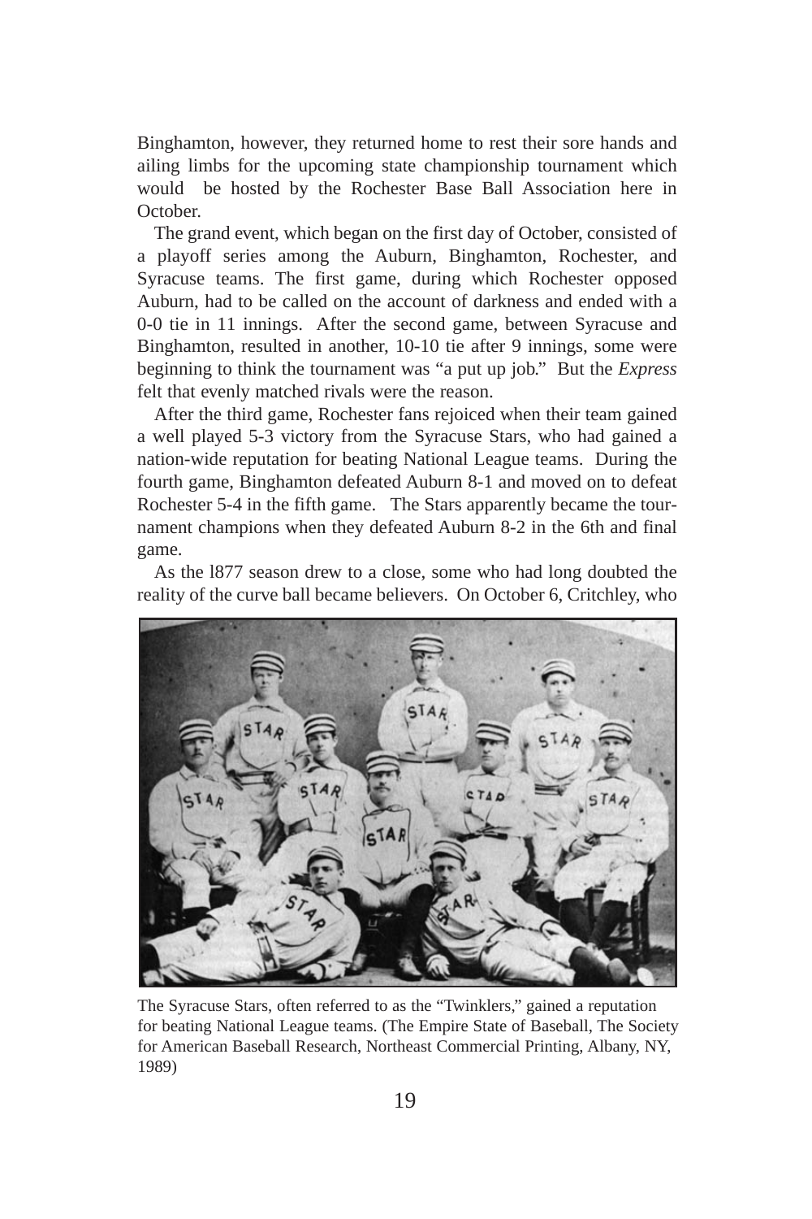Binghamton, however, they returned home to rest their sore hands and ailing limbs for the upcoming state championship tournament which would be hosted by the Rochester Base Ball Association here in October.

The grand event, which began on the first day of October, consisted of a playoff series among the Auburn, Binghamton, Rochester, and Syracuse teams. The first game, during which Rochester opposed Auburn, had to be called on the account of darkness and ended with a 0-0 tie in 11 innings. After the second game, between Syracuse and Binghamton, resulted in another, 10-10 tie after 9 innings, some were beginning to think the tournament was "a put up job." But the *Express* felt that evenly matched rivals were the reason.

After the third game, Rochester fans rejoiced when their team gained a well played 5-3 victory from the Syracuse Stars, who had gained a nation-wide reputation for beating National League teams. During the fourth game, Binghamton defeated Auburn 8-1 and moved on to defeat Rochester 5-4 in the fifth game. The Stars apparently became the tournament champions when they defeated Auburn 8-2 in the 6th and final game.

As the l877 season drew to a close, some who had long doubted the reality of the curve ball became believers. On October 6, Critchley, who

The Syracuse Stars, often referred to as the "Twinklers," gained a reputation for beating National League teams. (The Empire State of Baseball, The Society for American Baseball Research, Northeast Commercial Printing, Albany, NY, 1989)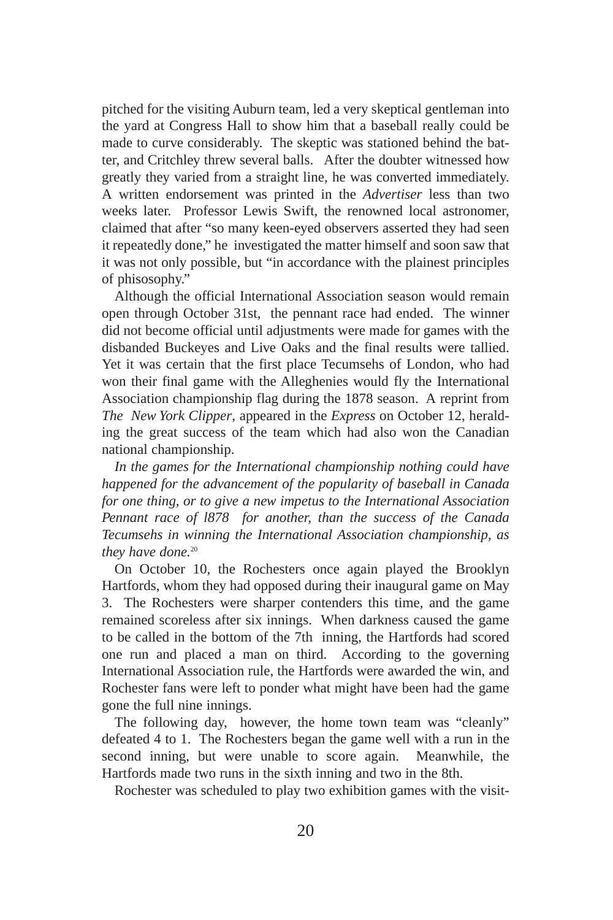pitched for the visiting Auburn team, led a very skeptical gentleman into the yard at Congress Hall to show him that a baseball really could be made to curve considerably. The skeptic was stationed behind the batter, and Critchley threw several balls. After the doubter witnessed how greatly they varied from a straight line, he was converted immediately. A written endorsement was printed in the *Advertiser* less than two weeks later. Professor Lewis Swift, the renowned local astronomer, claimed that after "so many keen-eyed observers asserted they had seen it repeatedly done," he investigated the matter himself and soon saw that it was not only possible, but "in accordance with the plainest principles of phisosophy."

Although the official International Association season would remain open through October 31st, the pennant race had ended. The winner did not become official until adjustments were made for games with the disbanded Buckeyes and Live Oaks and the final results were tallied. Yet it was certain that the first place Tecumsehs of London, who had won their final game with the Alleghenies would fly the International Association championship flag during the 1878 season. A reprint from *The New York Clipper*, appeared in the *Express* on October 12, heralding the great success of the team which had also won the Canadian national championship.

*In the games for the International championship nothing could have happened for the advancement of the popularity of baseball in Canada for one thing, or to give a new impetus to the International Association Pennant race of l878 for another, than the success of the Canada Tecumsehs in winning the International Association championship, as they have done.*[20]

On October 10, the Rochesters once again played the Brooklyn Hartfords, whom they had opposed during their inaugural game on May 3. The Rochesters were sharper contenders this time, and the game remained scoreless after six innings. When darkness caused the game to be called in the bottom of the 7th inning, the Hartfords had scored one run and placed a man on third. According to the governing International Association rule, the Hartfords were awarded the win, and Rochester fans were left to ponder what might have been had the game gone the full nine innings.

The following day, however, the home town team was "cleanly" defeated 4 to 1. The Rochesters began the game well with a run in the second inning, but were unable to score again. Meanwhile, the Hartfords made two runs in the sixth inning and two in the 8th.

Rochester was scheduled to play two exhibition games with the visit-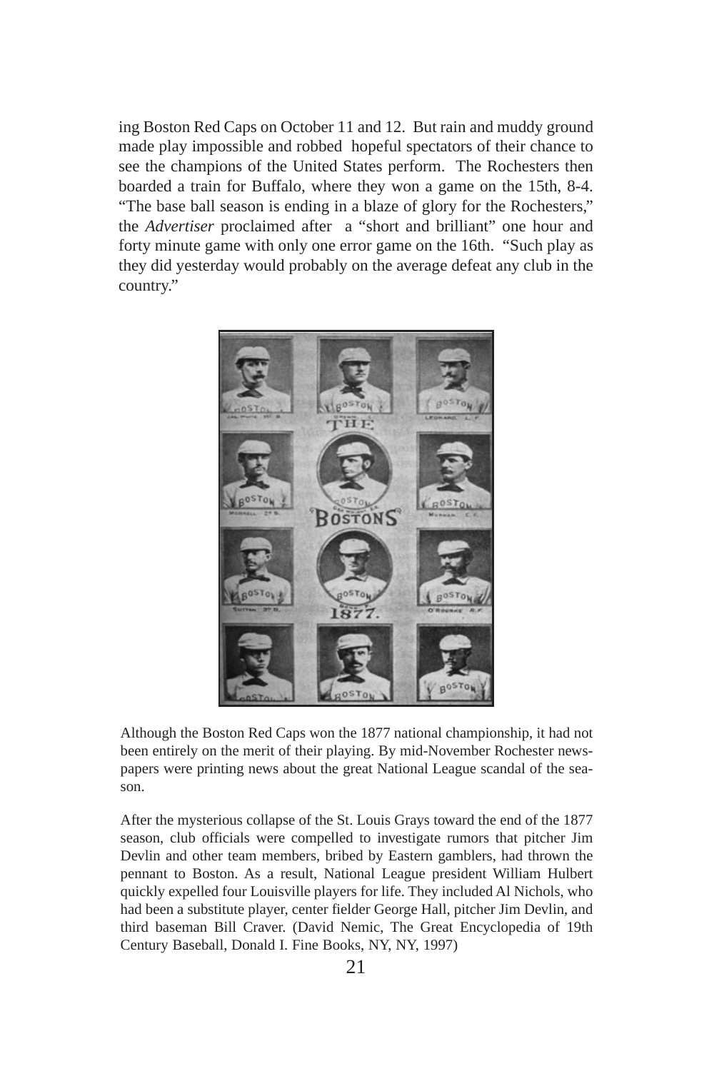ing Boston Red Caps on October 11 and 12. But rain and muddy ground made play impossible and robbed hopeful spectators of their chance to see the champions of the United States perform. The Rochesters then boarded a train for Buffalo, where they won a game on the 15th, 8-4. "The base ball season is ending in a blaze of glory for the Rochesters," the *Advertiser* proclaimed after a "short and brilliant" one hour and forty minute game with only one error game on the 16th. "Such play as they did yesterday would probably on the average defeat any club in the country."

Although the Boston Red Caps won the 1877 national championship, it had not been entirely on the merit of their playing. By mid-November Rochester newspapers were printing news about the great National League scandal of the season.

After the mysterious collapse of the St. Louis Grays toward the end of the 1877 season, club officials were compelled to investigate rumors that pitcher Jim Devlin and other team members, bribed by Eastern gamblers, had thrown the pennant to Boston. As a result, National League president William Hulbert quickly expelled four Louisville players for life. They included Al Nichols, who had been a substitute player, center fielder George Hall, pitcher Jim Devlin, and third baseman Bill Craver. (David Nemic, The Great Encyclopedia of 19th Century Baseball, Donald I. Fine Books, NY, NY, 1997)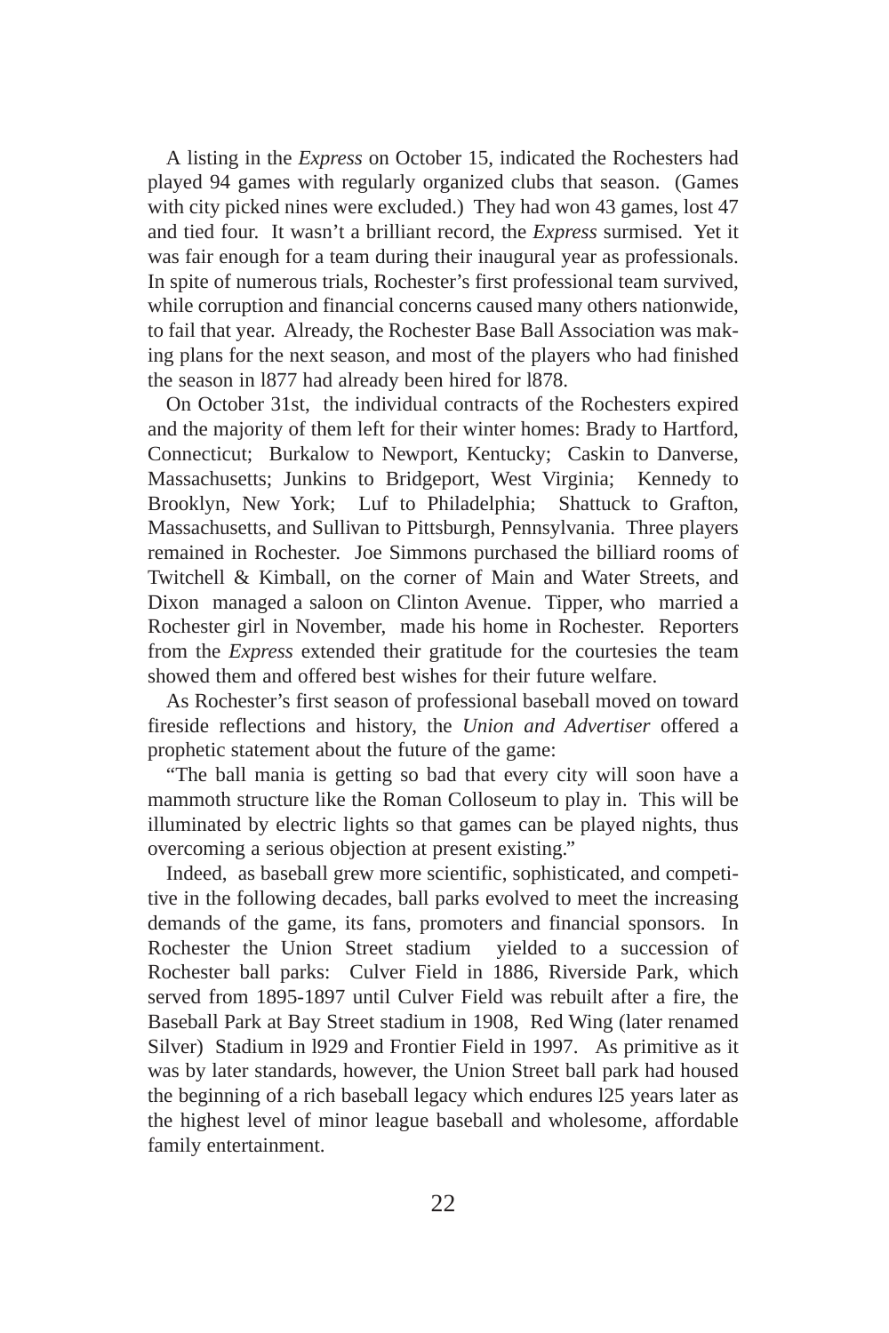A listing in the *Express* on October 15, indicated the Rochesters had played 94 games with regularly organized clubs that season. (Games with city picked nines were excluded.) They had won 43 games, lost 47 and tied four. It wasn't a brilliant record, the *Express* surmised. Yet it was fair enough for a team during their inaugural year as professionals. In spite of numerous trials, Rochester's first professional team survived, while corruption and financial concerns caused many others nationwide, to fail that year. Already, the Rochester Base Ball Association was making plans for the next season, and most of the players who had finished the season in l877 had already been hired for l878.

On October 31st, the individual contracts of the Rochesters expired and the majority of them left for their winter homes: Brady to Hartford, Connecticut; Burkalow to Newport, Kentucky; Caskin to Danverse, Massachusetts; Junkins to Bridgeport, West Virginia; Kennedy to Brooklyn, New York; Luf to Philadelphia; Shattuck to Grafton, Massachusetts, and Sullivan to Pittsburgh, Pennsylvania. Three players remained in Rochester. Joe Simmons purchased the billiard rooms of Twitchell & Kimball, on the corner of Main and Water Streets, and Dixon managed a saloon on Clinton Avenue. Tipper, who married a Rochester girl in November, made his home in Rochester. Reporters from the *Express* extended their gratitude for the courtesies the team showed them and offered best wishes for their future welfare.

As Rochester's first season of professional baseball moved on toward fireside reflections and history, the *Union and Advertiser* offered a prophetic statement about the future of the game:

"The ball mania is getting so bad that every city will soon have a mammoth structure like the Roman Colloseum to play in. This will be illuminated by electric lights so that games can be played nights, thus overcoming a serious objection at present existing."

Indeed, as baseball grew more scientific, sophisticated, and competitive in the following decades, ball parks evolved to meet the increasing demands of the game, its fans, promoters and financial sponsors. In Rochester the Union Street stadium yielded to a succession of Rochester ball parks: Culver Field in 1886, Riverside Park, which served from 1895-1897 until Culver Field was rebuilt after a fire, the Baseball Park at Bay Street stadium in 1908, Red Wing (later renamed Silver) Stadium in l929 and Frontier Field in 1997. As primitive as it was by later standards, however, the Union Street ball park had housed the beginning of a rich baseball legacy which endures l25 years later as the highest level of minor league baseball and wholesome, affordable family entertainment.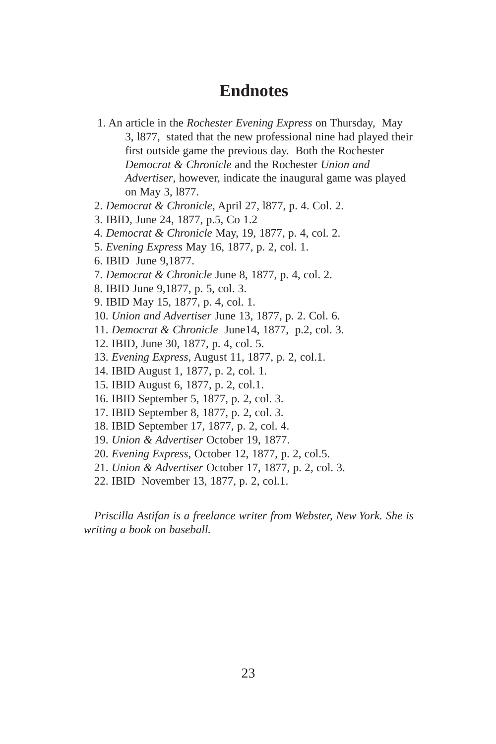# Endnotes

1. An article in the *Rochester Evening Express* on Thursday, May 3, l877, stated that the new professional nine had played their first outside game the previous day. Both the Rochester *Democrat & Chronicle* and the Rochester *Union and Advertiser*, however, indicate the inaugural game was played on May 3, l877.
2. *Democrat & Chronicle*, April 27, l877, p. 4. Col. 2.
3. IBID, June 24, 1877, p.5, Co 1.2
4. *Democrat & Chronicle* May, 19, 1877, p. 4, col. 2.
5. *Evening Express* May 16, 1877, p. 2, col. 1.
6. IBID June 9,1877.
7. *Democrat & Chronicle* June 8, 1877, p. 4, col. 2.
8. IBID June 9,1877, p. 5, col. 3.
9. IBID May 15, 1877, p. 4, col. 1.
10. *Union and Advertiser* June 13, 1877, p. 2. Col. 6.
11. *Democrat & Chronicle* June14, 1877, p.2, col. 3.
12. IBID, June 30, 1877, p. 4, col. 5.
13. *Evening Express*, August 11, 1877, p. 2, col.1.
14. IBID August 1, 1877, p. 2, col. 1.
15. IBID August 6, 1877, p. 2, col.1.
16. IBID September 5, 1877, p. 2, col. 3.
17. IBID September 8, 1877, p. 2, col. 3.
18. IBID September 17, 1877, p. 2, col. 4.
19. *Union & Advertiser* October 19, 1877.
20. *Evening Express*, October 12, 1877, p. 2, col.5.
21. *Union & Advertiser* October 17, 1877, p. 2, col. 3.
22. IBID November 13, 1877, p. 2, col.1.

*Priscilla Astifan is a freelance writer from Webster, New York. She is writing a book on baseball.*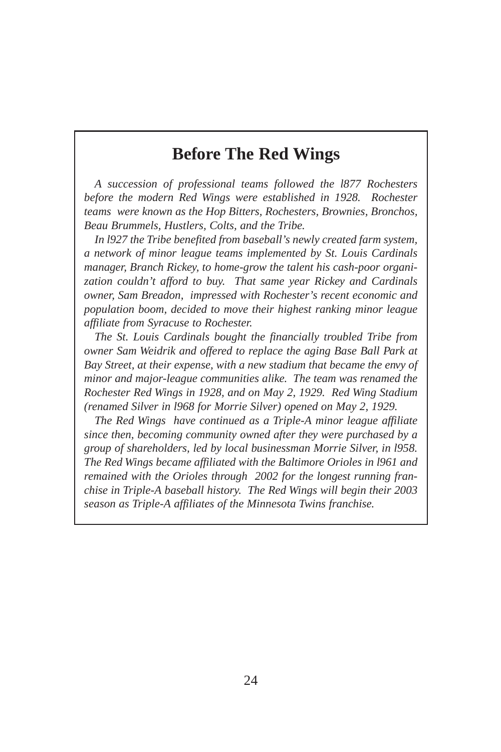## Before The Red Wings

*A succession of professional teams followed the l877 Rochesters before the modern Red Wings were established in 1928. Rochester teams were known as the Hop Bitters, Rochesters, Brownies, Bronchos, Beau Brummels, Hustlers, Colts, and the Tribe.*

*In l927 the Tribe benefited from baseball's newly created farm system, a network of minor league teams implemented by St. Louis Cardinals manager, Branch Rickey, to home-grow the talent his cash-poor organization couldn't afford to buy. That same year Rickey and Cardinals owner, Sam Breadon, impressed with Rochester's recent economic and population boom, decided to move their highest ranking minor league affiliate from Syracuse to Rochester.*

*The St. Louis Cardinals bought the financially troubled Tribe from owner Sam Weidrik and offered to replace the aging Base Ball Park at Bay Street, at their expense, with a new stadium that became the envy of minor and major-league communities alike. The team was renamed the Rochester Red Wings in 1928, and on May 2, 1929. Red Wing Stadium (renamed Silver in l968 for Morrie Silver) opened on May 2, 1929.*

*The Red Wings have continued as a Triple-A minor league affiliate since then, becoming community owned after they were purchased by a group of shareholders, led by local businessman Morrie Silver, in l958. The Red Wings became affiliated with the Baltimore Orioles in l961 and remained with the Orioles through 2002 for the longest running franchise in Triple-A baseball history. The Red Wings will begin their 2003 season as Triple-A affiliates of the Minnesota Twins franchise.*